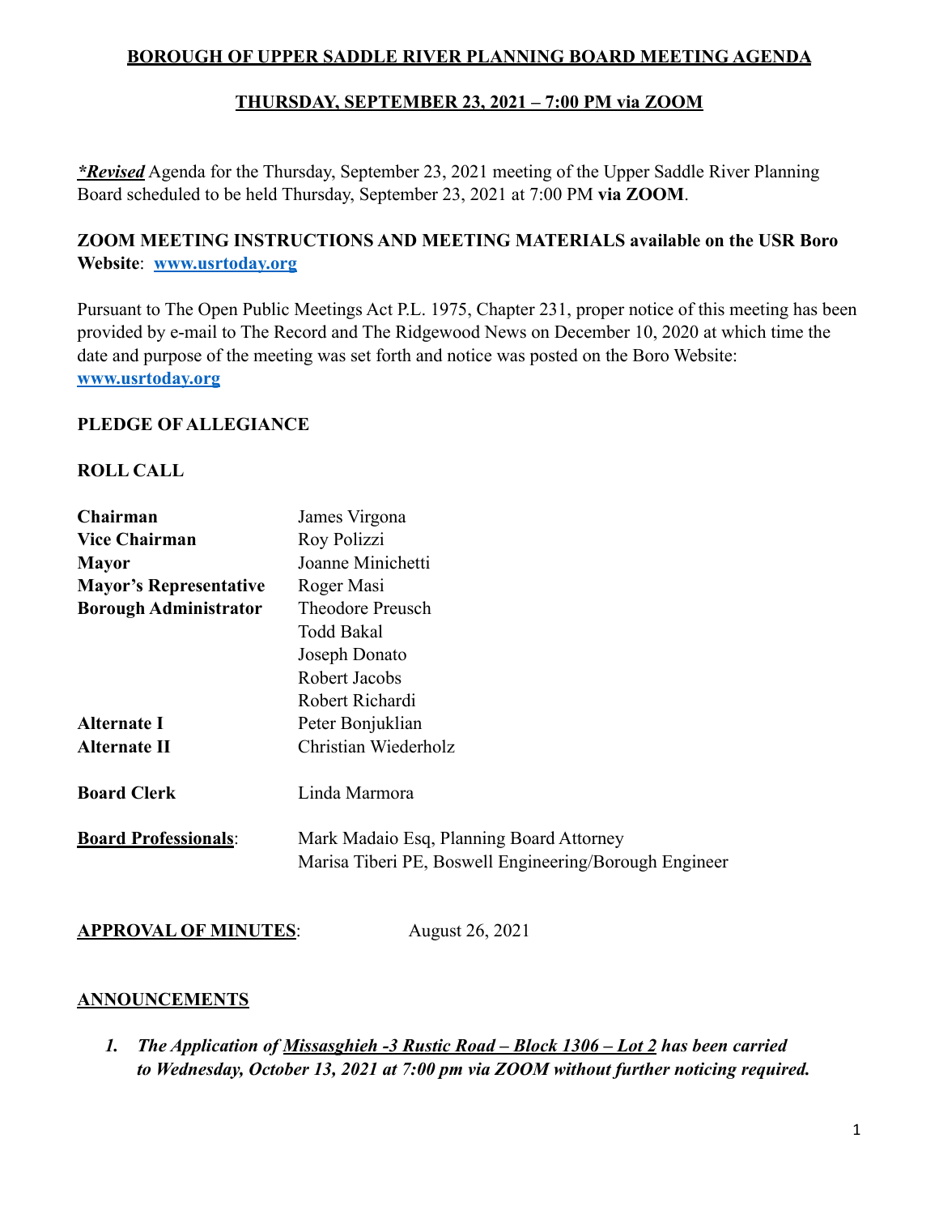**BOROUGH OF UPPER SADDLE RIVER PLANNING BOARD MEETING AGENDA**

**THURSDAY, SEPTEMBER 23, 2021 – 7:00 PM via ZOOM**

***\*Revised*** Agenda for the Thursday, September 23, 2021 meeting of the Upper Saddle River Planning Board scheduled to be held Thursday, September 23, 2021 at 7:00 PM **via ZOOM**.

**ZOOM MEETING INSTRUCTIONS AND MEETING MATERIALS available on the USR Boro Website**: **www.usrtoday.org**

Pursuant to The Open Public Meetings Act P.L. 1975, Chapter 231, proper notice of this meeting has been provided by e-mail to The Record and The Ridgewood News on December 10, 2020 at which time the date and purpose of the meeting was set forth and notice was posted on the Boro Website: **www.usrtoday.org**

**PLEDGE OF ALLEGIANCE**

**ROLL CALL**

| | |
|---|---|
| **Chairman** | James Virgona |
| **Vice Chairman** | Roy Polizzi |
| **Mayor** | Joanne Minichetti |
| **Mayor's Representative** | Roger Masi |
| **Borough Administrator** | Theodore Preusch |
| | Todd Bakal |
| | Joseph Donato |
| | Robert Jacobs |
| | Robert Richardi |
| **Alternate I** | Peter Bonjuklian |
| **Alternate II** | Christian Wiederholz |
| **Board Clerk** | Linda Marmora |
| **Board Professionals**: | Mark Madaio Esq, Planning Board Attorney |
| | Marisa Tiberi PE, Boswell Engineering/Borough Engineer |

**APPROVAL OF MINUTES**: August 26, 2021

**ANNOUNCEMENTS**

1. ***The Application of Missasghieh -3 Rustic Road – Block 1306 – Lot 2 has been carried to Wednesday, October 13, 2021 at 7:00 pm via ZOOM without further noticing required.***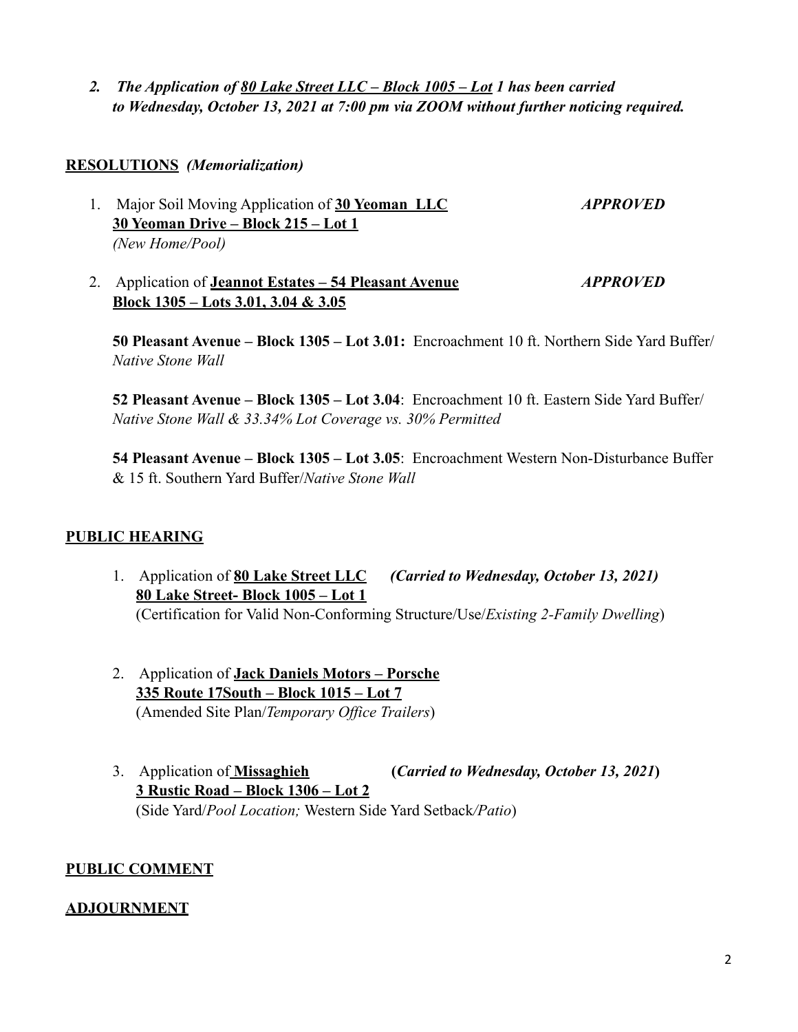*2. The Application of <u>80 Lake Street LLC – Block 1005 – Lot</u> 1 has been carried to Wednesday, October 13, 2021 at 7:00 pm via ZOOM without further noticing required.*

## **RESOLUTIONS** *(Memorialization)*

1. Major Soil Moving Application of **30 Yeoman LLC** — ***APPROVED***
   **30 Yeoman Drive – Block 215 – Lot 1**
   *(New Home/Pool)*

2. Application of **Jeannot Estates – 54 Pleasant Avenue** — ***APPROVED***
   **Block 1305 – Lots 3.01, 3.04 & 3.05**

   **50 Pleasant Avenue – Block 1305 – Lot 3.01:** Encroachment 10 ft. Northern Side Yard Buffer/ *Native Stone Wall*

   **52 Pleasant Avenue – Block 1305 – Lot 3.04**: Encroachment 10 ft. Eastern Side Yard Buffer/ *Native Stone Wall & 33.34% Lot Coverage vs. 30% Permitted*

   **54 Pleasant Avenue – Block 1305 – Lot 3.05**: Encroachment Western Non-Disturbance Buffer & 15 ft. Southern Yard Buffer/*Native Stone Wall*

## **PUBLIC HEARING**

1. Application of **80 Lake Street LLC** ***(Carried to Wednesday, October 13, 2021)***
   **80 Lake Street- Block 1005 – Lot 1**
   (Certification for Valid Non-Conforming Structure/Use/*Existing 2-Family Dwelling*)

2. Application of **Jack Daniels Motors – Porsche**
   **335 Route 17South – Block 1015 – Lot 7**
   (Amended Site Plan/*Temporary Office Trailers*)

3. Application of **Missaghieh** **(*Carried to Wednesday, October 13, 2021*)**
   **3 Rustic Road – Block 1306 – Lot 2**
   (Side Yard/*Pool Location;* Western Side Yard Setback*/Patio*)

## **PUBLIC COMMENT**

## **ADJOURNMENT**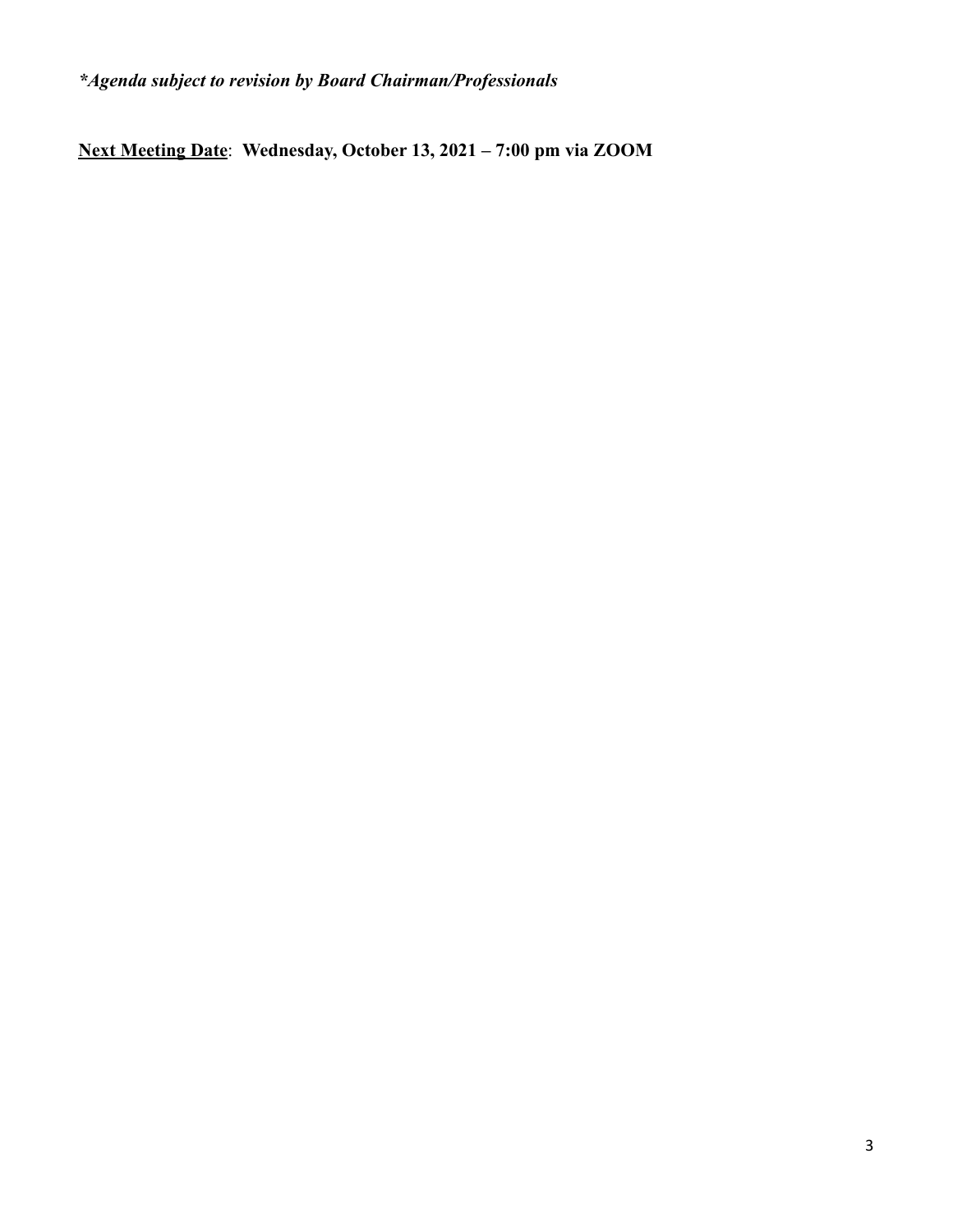***Agenda subject to revision by Board Chairman/Professionals***

**<u>Next Meeting Date</u>**: **Wednesday, October 13, 2021 – 7:00 pm via ZOOM**